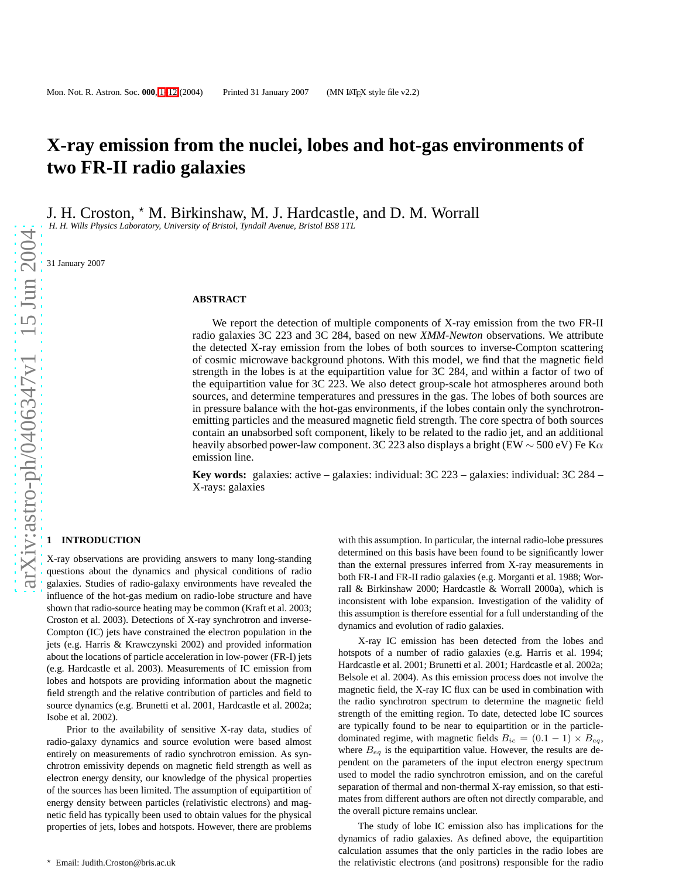# X-ray emission from the nuclei, lobes and hot-gas environments of two FR-II radio galaxies

J. H. Croston, [*] M. Birkinshaw, M. J. Hardcastle, and D. M. Worrall

*H. H. Wills Physics Laboratory, University of Bristol, Tyndall Avenue, Bristol BS8 1TL*

31 January 2007

## ABSTRACT

We report the detection of multiple components of X-ray emission from the two FR-II radio galaxies 3C 223 and 3C 284, based on new *XMM-Newton* observations. We attribute the detected X-ray emission from the lobes of both sources to inverse-Compton scattering of cosmic microwave background photons. With this model, we find that the magnetic field strength in the lobes is at the equipartition value for 3C 284, and within a factor of two of the equipartition value for 3C 223. We also detect group-scale hot atmospheres around both sources, and determine temperatures and pressures in the gas. The lobes of both sources are in pressure balance with the hot-gas environments, if the lobes contain only the synchrotron-emitting particles and the measured magnetic field strength. The core spectra of both sources contain an unabsorbed soft component, likely to be related to the radio jet, and an additional heavily absorbed power-law component. 3C 223 also displays a bright (EW $\sim$ 500 eV) Fe K$\alpha$ emission line.

**Key words:** galaxies: active – galaxies: individual: 3C 223 – galaxies: individual: 3C 284 – X-rays: galaxies

## 1 INTRODUCTION

X-ray observations are providing answers to many long-standing questions about the dynamics and physical conditions of radio galaxies. Studies of radio-galaxy environments have revealed the influence of the hot-gas medium on radio-lobe structure and have shown that radio-source heating may be common (Kraft et al. 2003; Croston et al. 2003). Detections of X-ray synchrotron and inverse-Compton (IC) jets have constrained the electron population in the jets (e.g. Harris & Krawczynski 2002) and provided information about the locations of particle acceleration in low-power (FR-I) jets (e.g. Hardcastle et al. 2003). Measurements of IC emission from lobes and hotspots are providing information about the magnetic field strength and the relative contribution of particles and field to source dynamics (e.g. Brunetti et al. 2001, Hardcastle et al. 2002a; Isobe et al. 2002).

Prior to the availability of sensitive X-ray data, studies of radio-galaxy dynamics and source evolution were based almost entirely on measurements of radio synchrotron emission. As synchrotron emissivity depends on magnetic field strength as well as electron energy density, our knowledge of the physical properties of the sources has been limited. The assumption of equipartition of energy density between particles (relativistic electrons) and magnetic field has typically been used to obtain values for the physical properties of jets, lobes and hotspots. However, there are problems with this assumption. In particular, the internal radio-lobe pressures determined on this basis have been found to be significantly lower than the external pressures inferred from X-ray measurements in both FR-I and FR-II radio galaxies (e.g. Morganti et al. 1988; Worrall & Birkinshaw 2000; Hardcastle & Worrall 2000a), which is inconsistent with lobe expansion. Investigation of the validity of this assumption is therefore essential for a full understanding of the dynamics and evolution of radio galaxies.

X-ray IC emission has been detected from the lobes and hotspots of a number of radio galaxies (e.g. Harris et al. 1994; Hardcastle et al. 2001; Brunetti et al. 2001; Hardcastle et al. 2002a; Belsole et al. 2004). As this emission process does not involve the magnetic field, the X-ray IC flux can be used in combination with the radio synchrotron spectrum to determine the magnetic field strength of the emitting region. To date, detected lobe IC sources are typically found to be near to equipartition or in the particle-dominated regime, with magnetic fields $B_{ic} = (0.1 - 1) \times B_{eq}$, where $B_{eq}$ is the equipartition value. However, the results are dependent on the parameters of the input electron energy spectrum used to model the radio synchrotron emission, and on the careful separation of thermal and non-thermal X-ray emission, so that estimates from different authors are often not directly comparable, and the overall picture remains unclear.

The study of lobe IC emission also has implications for the dynamics of radio galaxies. As defined above, the equipartition calculation assumes that the only particles in the radio lobes are the relativistic electrons (and positrons) responsible for the radio

[*] Email: Judith.Croston@bris.ac.uk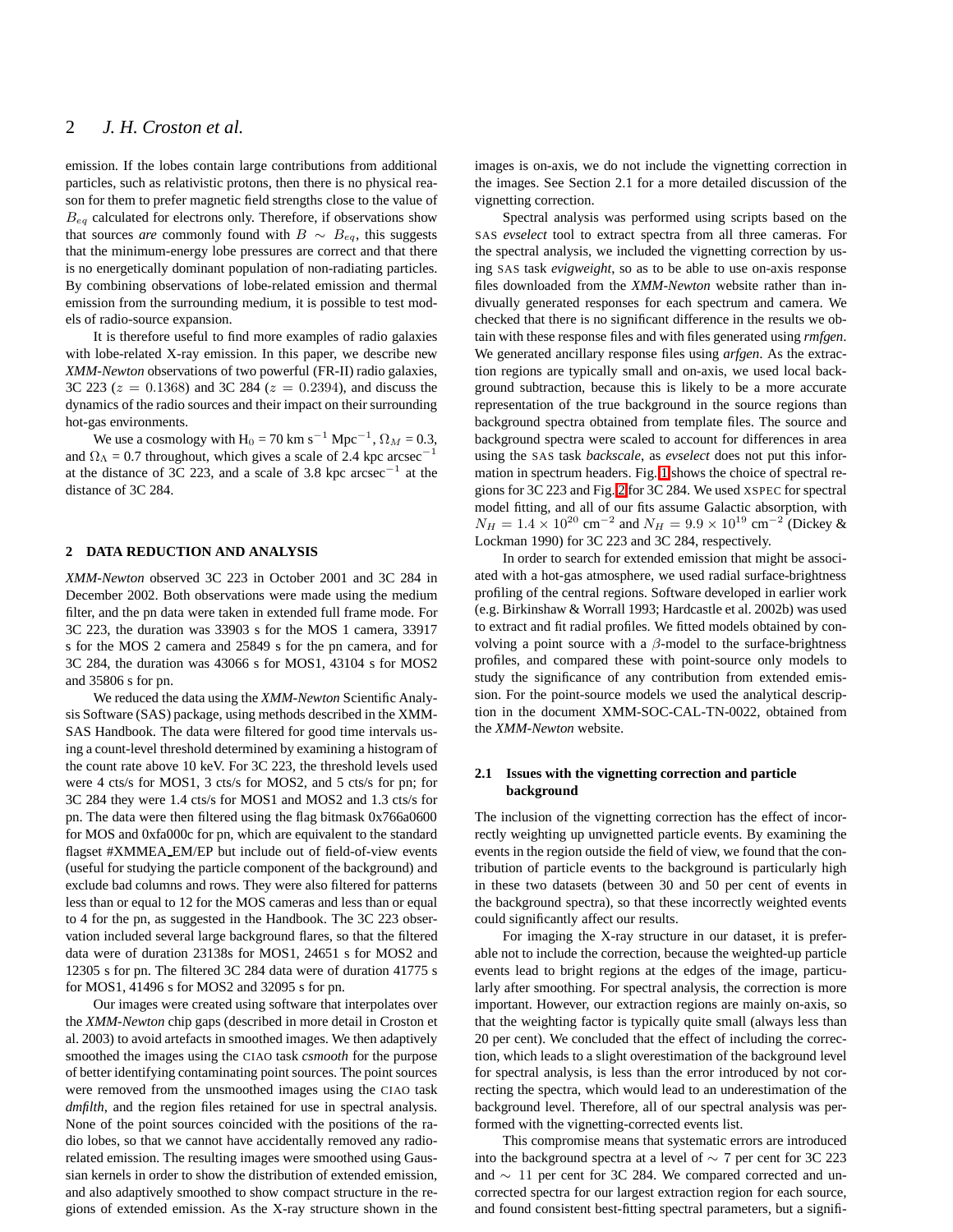emission. If the lobes contain large contributions from additional particles, such as relativistic protons, then there is no physical reason for them to prefer magnetic field strengths close to the value of $B_{eq}$ calculated for electrons only. Therefore, if observations show that sources *are* commonly found with $B \sim B_{eq}$, this suggests that the minimum-energy lobe pressures are correct and that there is no energetically dominant population of non-radiating particles. By combining observations of lobe-related emission and thermal emission from the surrounding medium, it is possible to test models of radio-source expansion.

It is therefore useful to find more examples of radio galaxies with lobe-related X-ray emission. In this paper, we describe new *XMM-Newton* observations of two powerful (FR-II) radio galaxies, 3C 223 ($z = 0.1368$) and 3C 284 ($z = 0.2394$), and discuss the dynamics of the radio sources and their impact on their surrounding hot-gas environments.

We use a cosmology with $H_0$ = 70 km s$^{-1}$ Mpc$^{-1}$, $\Omega_M$ = 0.3, and $\Omega_\Lambda$ = 0.7 throughout, which gives a scale of 2.4 kpc arcsec$^{-1}$ at the distance of 3C 223, and a scale of 3.8 kpc arcsec$^{-1}$ at the distance of 3C 284.

## 2 DATA REDUCTION AND ANALYSIS

*XMM-Newton* observed 3C 223 in October 2001 and 3C 284 in December 2002. Both observations were made using the medium filter, and the pn data were taken in extended full frame mode. For 3C 223, the duration was 33903 s for the MOS 1 camera, 33917 s for the MOS 2 camera and 25849 s for the pn camera, and for 3C 284, the duration was 43066 s for MOS1, 43104 s for MOS2 and 35806 s for pn.

We reduced the data using the *XMM-Newton* Scientific Analysis Software (SAS) package, using methods described in the XMM-SAS Handbook. The data were filtered for good time intervals using a count-level threshold determined by examining a histogram of the count rate above 10 keV. For 3C 223, the threshold levels used were 4 cts/s for MOS1, 3 cts/s for MOS2, and 5 cts/s for pn; for 3C 284 they were 1.4 cts/s for MOS1 and MOS2 and 1.3 cts/s for pn. The data were then filtered using the flag bitmask 0x766a0600 for MOS and 0xfa000c for pn, which are equivalent to the standard flagset #XMMEA_EM/EP but include out of field-of-view events (useful for studying the particle component of the background) and exclude bad columns and rows. They were also filtered for patterns less than or equal to 12 for the MOS cameras and less than or equal to 4 for the pn, as suggested in the Handbook. The 3C 223 observation included several large background flares, so that the filtered data were of duration 23138s for MOS1, 24651 s for MOS2 and 12305 s for pn. The filtered 3C 284 data were of duration 41775 s for MOS1, 41496 s for MOS2 and 32095 s for pn.

Our images were created using software that interpolates over the *XMM-Newton* chip gaps (described in more detail in Croston et al. 2003) to avoid artefacts in smoothed images. We then adaptively smoothed the images using the CIAO task *csmooth* for the purpose of better identifying contaminating point sources. The point sources were removed from the unsmoothed images using the CIAO task *dmfilth*, and the region files retained for use in spectral analysis. None of the point sources coincided with the positions of the radio lobes, so that we cannot have accidentally removed any radio-related emission. The resulting images were smoothed using Gaussian kernels in order to show the distribution of extended emission, and also adaptively smoothed to show compact structure in the regions of extended emission. As the X-ray structure shown in the images is on-axis, we do not include the vignetting correction in the images. See Section 2.1 for a more detailed discussion of the vignetting correction.

Spectral analysis was performed using scripts based on the SAS *evselect* tool to extract spectra from all three cameras. For the spectral analysis, we included the vignetting correction by using SAS task *evigweight*, so as to be able to use on-axis response files downloaded from the *XMM-Newton* website rather than individually generated responses for each spectrum and camera. We checked that there is no significant difference in the results we obtain with these response files and with files generated using *rmfgen*. We generated ancillary response files using *arfgen*. As the extraction regions are typically small and on-axis, we used local background subtraction, because this is likely to be a more accurate representation of the true background in the source regions than background spectra obtained from template files. The source and background spectra were scaled to account for differences in area using the SAS task *backscale*, as *evselect* does not put this information in spectrum headers. Fig. 1 shows the choice of spectral regions for 3C 223 and Fig. 2 for 3C 284. We used XSPEC for spectral model fitting, and all of our fits assume Galactic absorption, with $N_H = 1.4 \times 10^{20}$ cm$^{-2}$ and $N_H = 9.9 \times 10^{19}$ cm$^{-2}$ (Dickey & Lockman 1990) for 3C 223 and 3C 284, respectively.

In order to search for extended emission that might be associated with a hot-gas atmosphere, we used radial surface-brightness profiling of the central regions. Software developed in earlier work (e.g. Birkinshaw & Worrall 1993; Hardcastle et al. 2002b) was used to extract and fit radial profiles. We fitted models obtained by convolving a point source with a $\beta$-model to the surface-brightness profiles, and compared these with point-source only models to study the significance of any contribution from extended emission. For the point-source models we used the analytical description in the document XMM-SOC-CAL-TN-0022, obtained from the *XMM-Newton* website.

### 2.1 Issues with the vignetting correction and particle background

The inclusion of the vignetting correction has the effect of incorrectly weighting up unvignetted particle events. By examining the events in the region outside the field of view, we found that the contribution of particle events to the background is particularly high in these two datasets (between 30 and 50 per cent of events in the background spectra), so that these incorrectly weighted events could significantly affect our results.

For imaging the X-ray structure in our dataset, it is preferable not to include the correction, because the weighted-up particle events lead to bright regions at the edges of the image, particularly after smoothing. For spectral analysis, the correction is more important. However, our extraction regions are mainly on-axis, so that the weighting factor is typically quite small (always less than 20 per cent). We concluded that the effect of including the correction, which leads to a slight overestimation of the background level for spectral analysis, is less than the error introduced by not correcting the spectra, which would lead to an underestimation of the background level. Therefore, all of our spectral analysis was performed with the vignetting-corrected events list.

This compromise means that systematic errors are introduced into the background spectra at a level of $\sim$ 7 per cent for 3C 223 and $\sim$ 11 per cent for 3C 284. We compared corrected and uncorrected spectra for our largest extraction region for each source, and found consistent best-fitting spectral parameters, but a signifi-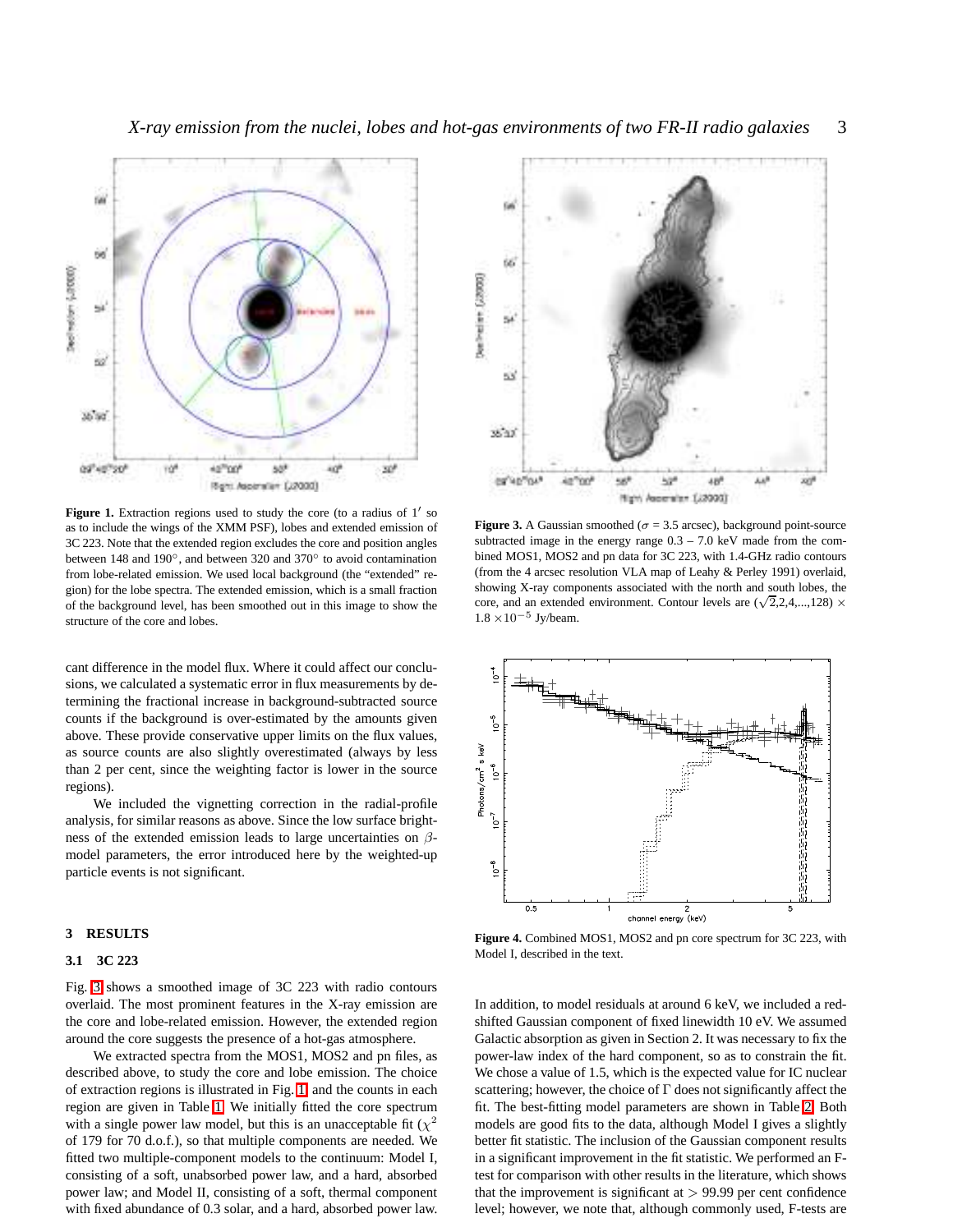**Figure 1.** Extraction regions used to study the core (to a radius of 1′ so as to include the wings of the XMM PSF), lobes and extended emission of 3C 223. Note that the extended region excludes the core and position angles between 148 and 190°, and between 320 and 370° to avoid contamination from lobe-related emission. We used local background (the "extended" region) for the lobe spectra. The extended emission, which is a small fraction of the background level, has been smoothed out in this image to show the structure of the core and lobes.

**Figure 3.** A Gaussian smoothed ($\sigma$ = 3.5 arcsec), background point-source subtracted image in the energy range 0.3 – 7.0 keV made from the combined MOS1, MOS2 and pn data for 3C 223, with 1.4-GHz radio contours (from the 4 arcsec resolution VLA map of Leahy & Perley 1991) overlaid, showing X-ray components associated with the north and south lobes, the core, and an extended environment. Contour levels are ($\sqrt{2}$,2,4,...,128) $\times$ 1.8 $\times 10^{-5}$ Jy/beam.

**Figure 4.** Combined MOS1, MOS2 and pn core spectrum for 3C 223, with Model I, described in the text.

cant difference in the model flux. Where it could affect our conclusions, we calculated a systematic error in flux measurements by determining the fractional increase in background-subtracted source counts if the background is over-estimated by the amounts given above. These provide conservative upper limits on the flux values, as source counts are also slightly overestimated (always by less than 2 per cent, since the weighting factor is lower in the source regions).

We included the vignetting correction in the radial-profile analysis, for similar reasons as above. Since the low surface brightness of the extended emission leads to large uncertainties on $\beta$-model parameters, the error introduced here by the weighted-up particle events is not significant.

## 3 RESULTS

### 3.1 3C 223

Fig. 3 shows a smoothed image of 3C 223 with radio contours overlaid. The most prominent features in the X-ray emission are the core and lobe-related emission. However, the extended region around the core suggests the presence of a hot-gas atmosphere.

We extracted spectra from the MOS1, MOS2 and pn files, as described above, to study the core and lobe emission. The choice of extraction regions is illustrated in Fig. 1 and the counts in each region are given in Table 1. We initially fitted the core spectrum with a single power law model, but this is an unacceptable fit ($\chi^2$ of 179 for 70 d.o.f.), so that multiple components are needed. We fitted two multiple-component models to the continuum: Model I, consisting of a soft, unabsorbed power law, and a hard, absorbed power law; and Model II, consisting of a soft, thermal component with fixed abundance of 0.3 solar, and a hard, absorbed power law. In addition, to model residuals at around 6 keV, we included a redshifted Gaussian component of fixed linewidth 10 eV. We assumed Galactic absorption as given in Section 2. It was necessary to fix the power-law index of the hard component, so as to constrain the fit. We chose a value of 1.5, which is the expected value for IC nuclear scattering; however, the choice of $\Gamma$ does not significantly affect the fit. The best-fitting model parameters are shown in Table 2. Both models are good fits to the data, although Model I gives a slightly better fit statistic. The inclusion of the Gaussian component results in a significant improvement in the fit statistic. We performed an F-test for comparison with other results in the literature, which shows that the improvement is significant at $>$ 99.99 per cent confidence level; however, we note that, although commonly used, F-tests are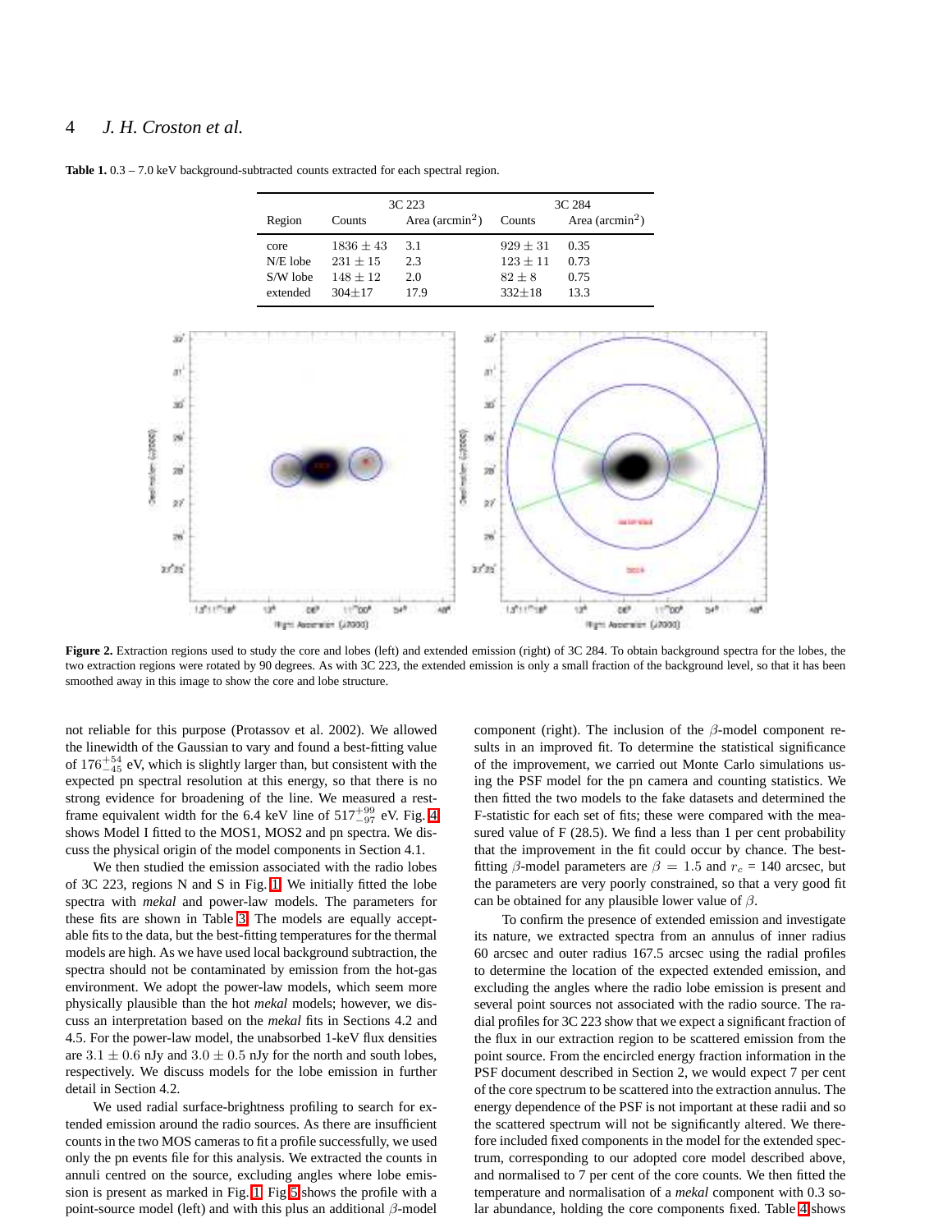**Table 1.** 0.3 – 7.0 keV background-subtracted counts extracted for each spectral region.

| | 3C 223 | | 3C 284 | |
|---|---|---|---|---|
| Region | Counts | Area (arcmin$^2$) | Counts | Area (arcmin$^2$) |
| core | $1836 \pm 43$ | 3.1 | $929 \pm 31$ | 0.35 |
| N/E lobe | $231 \pm 15$ | 2.3 | $123 \pm 11$ | 0.73 |
| S/W lobe | $148 \pm 12$ | 2.0 | $82 \pm 8$ | 0.75 |
| extended | $304 \pm 17$ | 17.9 | $332 \pm 18$ | 13.3 |

**Figure 2.** Extraction regions used to study the core and lobes (left) and extended emission (right) of 3C 284. To obtain background spectra for the lobes, the two extraction regions were rotated by 90 degrees. As with 3C 223, the extended emission is only a small fraction of the background level, so that it has been smoothed away in this image to show the core and lobe structure.

not reliable for this purpose (Protassov et al. 2002). We allowed the linewidth of the Gaussian to vary and found a best-fitting value of $176^{+54}_{-45}$ eV, which is slightly larger than, but consistent with the expected pn spectral resolution at this energy, so that there is no strong evidence for broadening of the line. We measured a rest-frame equivalent width for the 6.4 keV line of $517^{+99}_{-97}$ eV. Fig. 4 shows Model I fitted to the MOS1, MOS2 and pn spectra. We discuss the physical origin of the model components in Section 4.1.

We then studied the emission associated with the radio lobes of 3C 223, regions N and S in Fig. 1. We initially fitted the lobe spectra with *mekal* and power-law models. The parameters for these fits are shown in Table 3. The models are equally acceptable fits to the data, but the best-fitting temperatures for the thermal models are high. As we have used local background subtraction, the spectra should not be contaminated by emission from the hot-gas environment. We adopt the power-law models, which seem more physically plausible than the hot *mekal* models; however, we discuss an interpretation based on the *mekal* fits in Sections 4.2 and 4.5. For the power-law model, the unabsorbed 1-keV flux densities are $3.1 \pm 0.6$ nJy and $3.0 \pm 0.5$ nJy for the north and south lobes, respectively. We discuss models for the lobe emission in further detail in Section 4.2.

We used radial surface-brightness profiling to search for extended emission around the radio sources. As there are insufficient counts in the two MOS cameras to fit a profile successfully, we used only the pn events file for this analysis. We extracted the counts in annuli centred on the source, excluding angles where lobe emission is present as marked in Fig. 1. Fig 5 shows the profile with a point-source model (left) and with this plus an additional $\beta$-model component (right). The inclusion of the $\beta$-model component results in an improved fit. To determine the statistical significance of the improvement, we carried out Monte Carlo simulations using the PSF model for the pn camera and counting statistics. We then fitted the two models to the fake datasets and determined the F-statistic for each set of fits; these were compared with the measured value of F (28.5). We find a less than 1 per cent probability that the improvement in the fit could occur by chance. The best-fitting $\beta$-model parameters are $\beta = 1.5$ and $r_c = 140$ arcsec, but the parameters are very poorly constrained, so that a very good fit can be obtained for any plausible lower value of $\beta$.

To confirm the presence of extended emission and investigate its nature, we extracted spectra from an annulus of inner radius 60 arcsec and outer radius 167.5 arcsec using the radial profiles to determine the location of the expected extended emission, and excluding the angles where the radio lobe emission is present and several point sources not associated with the radio source. The radial profiles for 3C 223 show that we expect a significant fraction of the flux in our extraction region to be scattered emission from the point source. From the encircled energy fraction information in the PSF document described in Section 2, we would expect 7 per cent of the core spectrum to be scattered into the extraction annulus. The energy dependence of the PSF is not important at these radii and so the scattered spectrum will not be significantly altered. We therefore included fixed components in the model for the extended spectrum, corresponding to our adopted core model described above, and normalised to 7 per cent of the core counts. We then fitted the temperature and normalisation of a *mekal* component with 0.3 solar abundance, holding the core components fixed. Table 4 shows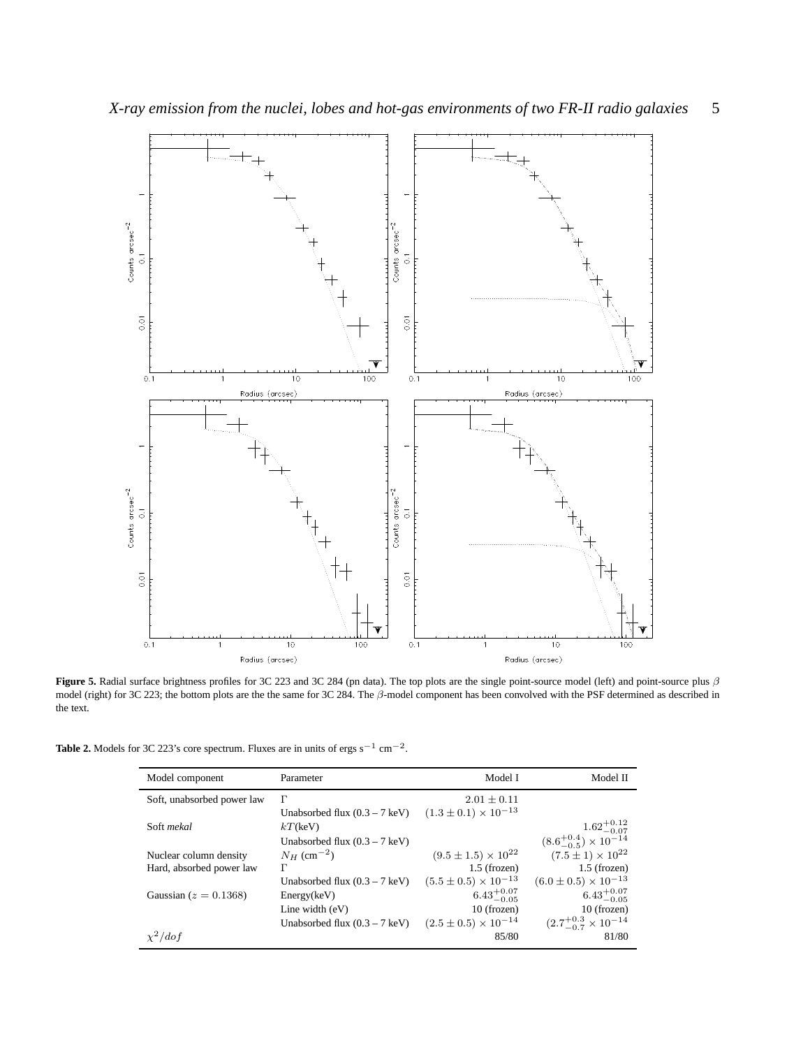**Figure 5.** Radial surface brightness profiles for 3C 223 and 3C 284 (pn data). The top plots are the single point-source model (left) and point-source plus $\beta$ model (right) for 3C 223; the bottom plots are the the same for 3C 284. The $\beta$-model component has been convolved with the PSF determined as described in the text.

**Table 2.** Models for 3C 223's core spectrum. Fluxes are in units of ergs s$^{-1}$ cm$^{-2}$.

| Model component | Parameter | Model I | Model II |
|---|---|---|---|
| Soft, unabsorbed power law | $\Gamma$ | $2.01 \pm 0.11$ | |
| | Unabsorbed flux (0.3 – 7 keV) | $(1.3 \pm 0.1) \times 10^{-13}$ | |
| Soft *mekal* | $kT$(keV) | | $1.62^{+0.12}_{-0.07}$ |
| | Unabsorbed flux (0.3 – 7 keV) | | $(8.6^{+0.4}_{-0.5}) \times 10^{-14}$ |
| Nuclear column density | $N_H$ (cm$^{-2}$) | $(9.5 \pm 1.5) \times 10^{22}$ | $(7.5 \pm 1) \times 10^{22}$ |
| Hard, absorbed power law | $\Gamma$ | 1.5 (frozen) | 1.5 (frozen) |
| | Unabsorbed flux (0.3 – 7 keV) | $(5.5 \pm 0.5) \times 10^{-13}$ | $(6.0 \pm 0.5) \times 10^{-13}$ |
| Gaussian ($z = 0.1368$) | Energy(keV) | $6.43^{+0.07}_{-0.05}$ | $6.43^{+0.07}_{-0.05}$ |
| | Line width (eV) | 10 (frozen) | 10 (frozen) |
| | Unabsorbed flux (0.3 – 7 keV) | $(2.5 \pm 0.5) \times 10^{-14}$ | $(2.7^{+0.3}_{-0.7} \times 10^{-14}$ |
| $\chi^2/dof$ | | 85/80 | 81/80 |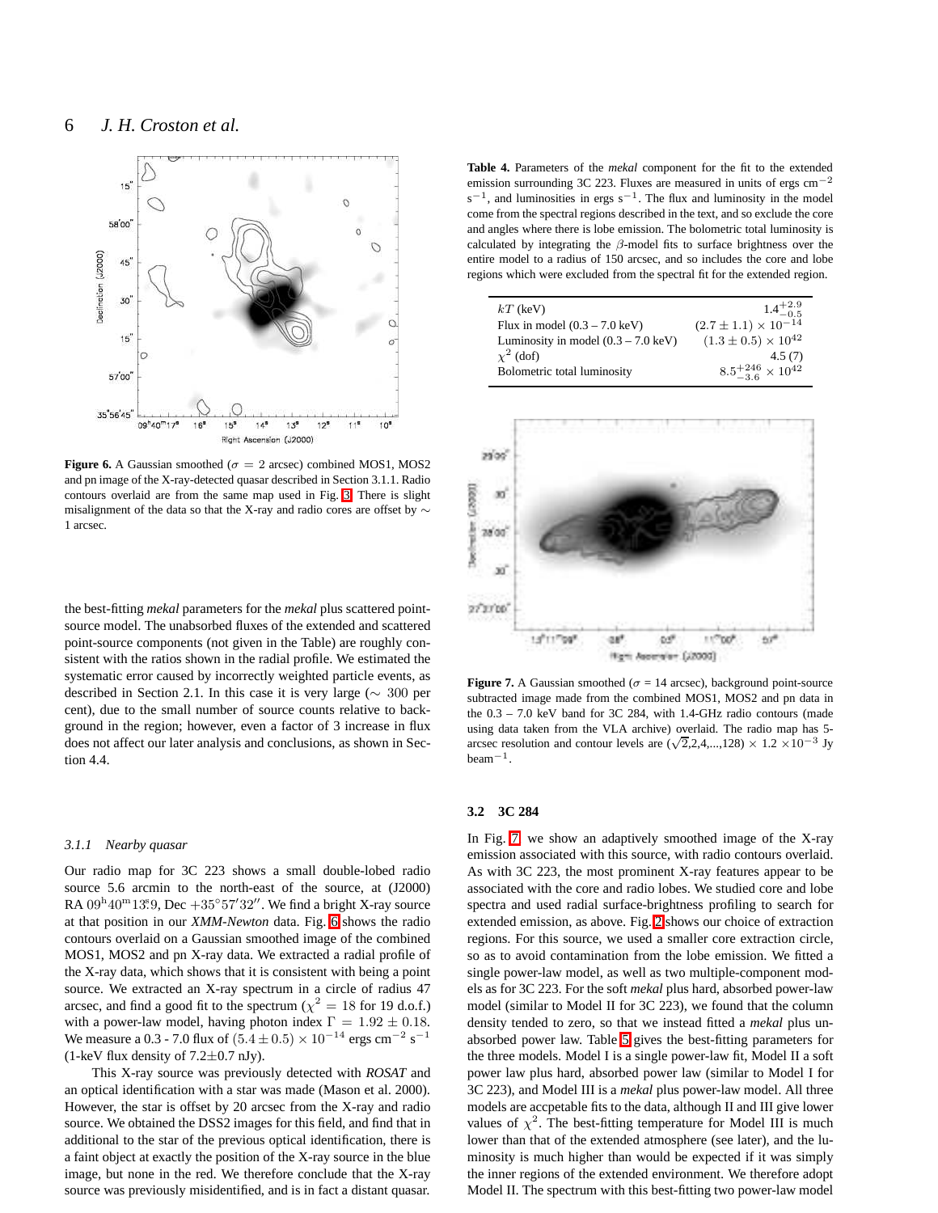**Figure 6.** A Gaussian smoothed ($\sigma = 2$ arcsec) combined MOS1, MOS2 and pn image of the X-ray-detected quasar described in Section 3.1.1. Radio contours overlaid are from the same map used in Fig. 3. There is slight misalignment of the data so that the X-ray and radio cores are offset by $\sim$ 1 arcsec.

the best-fitting *mekal* parameters for the *mekal* plus scattered point-source model. The unabsorbed fluxes of the extended and scattered point-source components (not given in the Table) are roughly consistent with the ratios shown in the radial profile. We estimated the systematic error caused by incorrectly weighted particle events, as described in Section 2.1. In this case it is very large ($\sim$ 300 per cent), due to the small number of source counts relative to background in the region; however, even a factor of 3 increase in flux does not affect our later analysis and conclusions, as shown in Section 4.4.

### 3.1.1 Nearby quasar

Our radio map for 3C 223 shows a small double-lobed radio source 5.6 arcmin to the north-east of the source, at (J2000) RA $09^{\rm h}40^{\rm m}13\overset{s}{.}9$, Dec $+35^\circ57'32''$. We find a bright X-ray source at that position in our *XMM-Newton* data. Fig. 6 shows the radio contours overlaid on a Gaussian smoothed image of the combined MOS1, MOS2 and pn X-ray data. We extracted a radial profile of the X-ray data, which shows that it is consistent with being a point source. We extracted an X-ray spectrum in a circle of radius 47 arcsec, and find a good fit to the spectrum ($\chi^2 = 18$ for 19 d.o.f.) with a power-law model, having photon index $\Gamma = 1.92 \pm 0.18$. We measure a 0.3 - 7.0 flux of $(5.4 \pm 0.5) \times 10^{-14}$ ergs cm$^{-2}$ s$^{-1}$ (1-keV flux density of 7.2$\pm$0.7 nJy).

This X-ray source was previously detected with *ROSAT* and an optical identification with a star was made (Mason et al. 2000). However, the star is offset by 20 arcsec from the X-ray and radio source. We obtained the DSS2 images for this field, and find that in additional to the star of the previous optical identification, there is a faint object at exactly the position of the X-ray source in the blue image, but none in the red. We therefore conclude that the X-ray source was previously misidentified, and is in fact a distant quasar.

**Table 4.** Parameters of the *mekal* component for the fit to the extended emission surrounding 3C 223. Fluxes are measured in units of ergs cm$^{-2}$ s$^{-1}$, and luminosities in ergs s$^{-1}$. The flux and luminosity in the model come from the spectral regions described in the text, and so exclude the core and angles where there is lobe emission. The bolometric total luminosity is calculated by integrating the $\beta$-model fits to surface brightness over the entire model to a radius of 150 arcsec, and so includes the core and lobe regions which were excluded from the spectral fit for the extended region.

| | |
|---|---|
| $kT$ (keV) | $1.4^{+2.9}_{-0.5}$ |
| Flux in model (0.3 – 7.0 keV) | $(2.7 \pm 1.1) \times 10^{-14}$ |
| Luminosity in model (0.3 – 7.0 keV) | $(1.3 \pm 0.5) \times 10^{42}$ |
| $\chi^2$ (dof) | 4.5 (7) |
| Bolometric total luminosity | $8.5^{+246}_{-3.6} \times 10^{42}$ |

**Figure 7.** A Gaussian smoothed ($\sigma$ = 14 arcsec), background point-source subtracted image made from the combined MOS1, MOS2 and pn data in the 0.3 – 7.0 keV band for 3C 284, with 1.4-GHz radio contours (made using data taken from the VLA archive) overlaid. The radio map has 5-arcsec resolution and contour levels are ($\sqrt{2}$,2,4,...,128) $\times$ 1.2 $\times 10^{-3}$ Jy beam$^{-1}$.

## 3.2 3C 284

In Fig. 7 we show an adaptively smoothed image of the X-ray emission associated with this source, with radio contours overlaid. As with 3C 223, the most prominent X-ray features appear to be associated with the core and radio lobes. We studied core and lobe spectra and used radial surface-brightness profiling to search for extended emission, as above. Fig. 2 shows our choice of extraction regions. For this source, we used a smaller core extraction circle, so as to avoid contamination from the lobe emission. We fitted a single power-law model, as well as two multiple-component models as for 3C 223. For the soft *mekal* plus hard, absorbed power-law model (similar to Model II for 3C 223), we found that the column density tended to zero, so that we instead fitted a *mekal* plus unabsorbed power law. Table 5 gives the best-fitting parameters for the three models. Model I is a single power-law fit, Model II a soft power law plus hard, absorbed power law (similar to Model I for 3C 223), and Model III is a *mekal* plus power-law model. All three models are accpetable fits to the data, although II and III give lower values of $\chi^2$. The best-fitting temperature for Model III is much lower than that of the extended atmosphere (see later), and the luminosity is much higher than would be expected if it was simply the inner regions of the extended environment. We therefore adopt Model II. The spectrum with this best-fitting two power-law model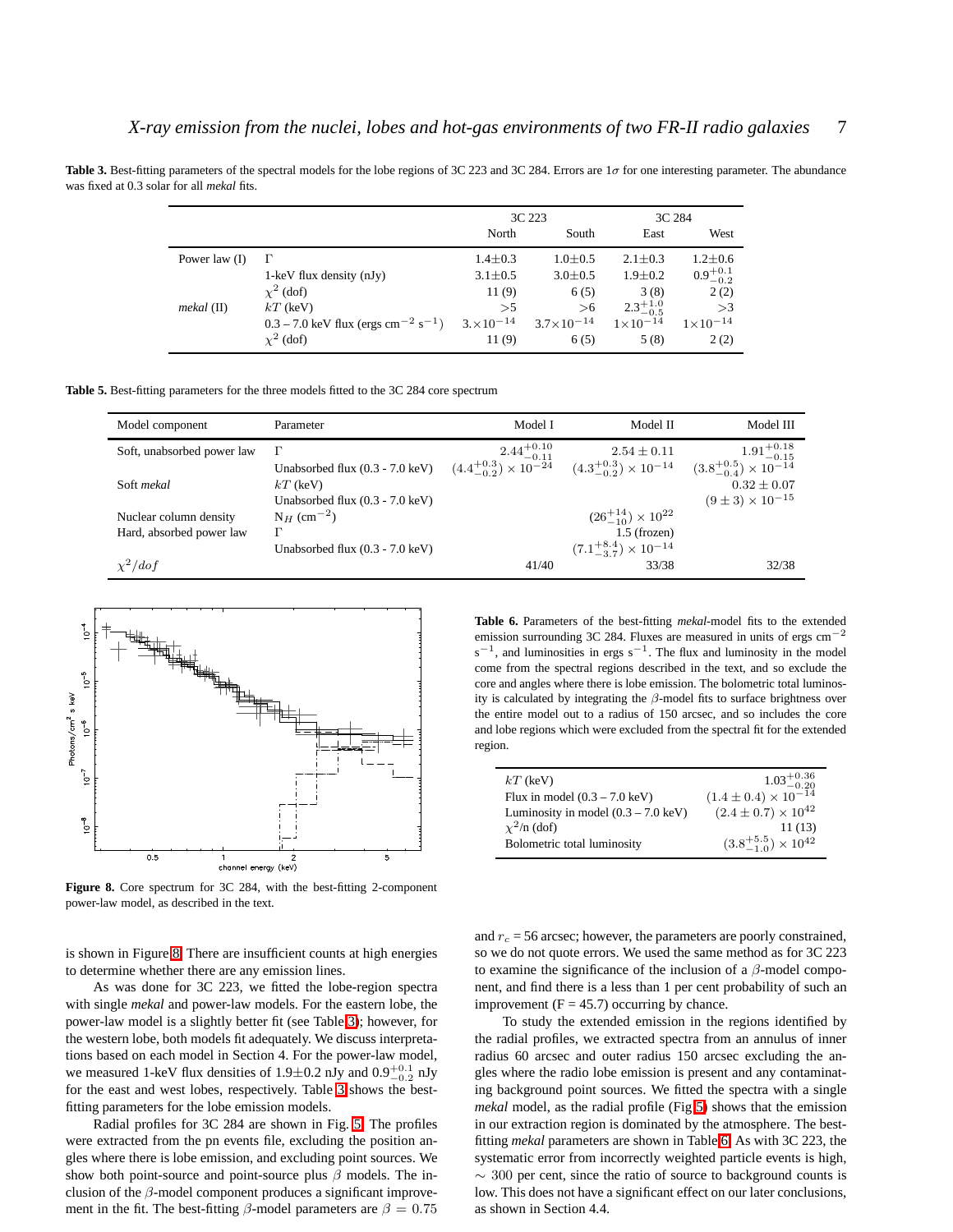**Table 3.** Best-fitting parameters of the spectral models for the lobe regions of 3C 223 and 3C 284. Errors are $1\sigma$ for one interesting parameter. The abundance was fixed at 0.3 solar for all *mekal* fits.

| | | 3C 223 | | 3C 284 | |
|---|---|---|---|---|---|
| | | North | South | East | West |
| Power law (I) | $\Gamma$ | $1.4\pm0.3$ | $1.0\pm0.5$ | $2.1\pm0.3$ | $1.2\pm0.6$ |
| | 1-keV flux density (nJy) | $3.1\pm0.5$ | $3.0\pm0.5$ | $1.9\pm0.2$ | $0.9^{+0.1}_{-0.2}$ |
| | $\chi^2$ (dof) | 11 (9) | 6 (5) | 3 (8) | 2 (2) |
| *mekal* (II) | $kT$ (keV) | $>5$ | $>6$ | $2.3^{+1.0}_{-0.5}$ | $>3$ |
| | 0.3 – 7.0 keV flux (ergs cm$^{-2}$ s$^{-1}$) | $3.\times10^{-14}$ | $3.7\times10^{-14}$ | $1\times10^{-14}$ | $1\times10^{-14}$ |
| | $\chi^2$ (dof) | 11 (9) | 6 (5) | 5 (8) | 2 (2) |

**Table 5.** Best-fitting parameters for the three models fitted to the 3C 284 core spectrum

| Model component | Parameter | Model I | Model II | Model III |
|---|---|---|---|---|
| Soft, unabsorbed power law | $\Gamma$ | $2.44^{+0.10}_{-0.11}$ | $2.54\pm0.11$ | $1.91^{+0.18}_{-0.15}$ |
| | Unabsorbed flux (0.3 - 7.0 keV) | $(4.4^{+0.3}_{-0.2})\times10^{-24}$ | $(4.3^{+0.3}_{-0.2})\times10^{-14}$ | $(3.8^{+0.5}_{-0.4})\times10^{-14}$ |
| Soft *mekal* | $kT$ (keV) | | | $0.32\pm0.07$ |
| | Unabsorbed flux (0.3 - 7.0 keV) | | | $(9\pm3)\times10^{-15}$ |
| Nuclear column density | N$_H$ (cm$^{-2}$) | | $(26^{+14}_{-10})\times10^{22}$ | |
| Hard, absorbed power law | $\Gamma$ | | 1.5 (frozen) | |
| | Unabsorbed flux (0.3 - 7.0 keV) | | $(7.1^{+8.4}_{-3.7})\times10^{-14}$ | |
| $\chi^2/dof$ | | 41/40 | 33/38 | 32/38 |

**Figure 8.** Core spectrum for 3C 284, with the best-fitting 2-component power-law model, as described in the text.

**Table 6.** Parameters of the best-fitting *mekal*-model fits to the extended emission surrounding 3C 284. Fluxes are measured in units of ergs cm$^{-2}$ s$^{-1}$, and luminosities in ergs s$^{-1}$. The flux and luminosity in the model come from the spectral regions described in the text, and so exclude the core and angles where there is lobe emission. The bolometric total luminosity is calculated by integrating the $\beta$-model fits to surface brightness over the entire model out to a radius of 150 arcsec, and so includes the core and lobe regions which were excluded from the spectral fit for the extended region.

| | |
|---|---|
| $kT$ (keV) | $1.03^{+0.36}_{-0.20}$ |
| Flux in model (0.3 – 7.0 keV) | $(1.4\pm0.4)\times10^{-14}$ |
| Luminosity in model (0.3 – 7.0 keV) | $(2.4\pm0.7)\times10^{42}$ |
| $\chi^2$/n (dof) | 11 (13) |
| Bolometric total luminosity | $(3.8^{+5.5}_{-1.0})\times10^{42}$ |

is shown in Figure 8. There are insufficient counts at high energies to determine whether there are any emission lines.

As was done for 3C 223, we fitted the lobe-region spectra with single *mekal* and power-law models. For the eastern lobe, the power-law model is a slightly better fit (see Table 3); however, for the western lobe, both models fit adequately. We discuss interpretations based on each model in Section 4. For the power-law model, we measured 1-keV flux densities of $1.9\pm0.2$ nJy and $0.9^{+0.1}_{-0.2}$ nJy for the east and west lobes, respectively. Table 3 shows the best-fitting parameters for the lobe emission models.

Radial profiles for 3C 284 are shown in Fig. 5. The profiles were extracted from the pn events file, excluding the position angles where there is lobe emission, and excluding point sources. We show both point-source and point-source plus $\beta$ models. The inclusion of the $\beta$-model component produces a significant improvement in the fit. The best-fitting $\beta$-model parameters are $\beta = 0.75$ and $r_c$ = 56 arcsec; however, the parameters are poorly constrained, so we do not quote errors. We used the same method as for 3C 223 to examine the significance of the inclusion of a $\beta$-model component, and find there is a less than 1 per cent probability of such an improvement (F = 45.7) occurring by chance.

To study the extended emission in the regions identified by the radial profiles, we extracted spectra from an annulus of inner radius 60 arcsec and outer radius 150 arcsec excluding the angles where the radio lobe emission is present and any contaminating background point sources. We fitted the spectra with a single *mekal* model, as the radial profile (Fig 5) shows that the emission in our extraction region is dominated by the atmosphere. The best-fitting *mekal* parameters are shown in Table 6. As with 3C 223, the systematic error from incorrectly weighted particle events is high, $\sim$ 300 per cent, since the ratio of source to background counts is low. This does not have a significant effect on our later conclusions, as shown in Section 4.4.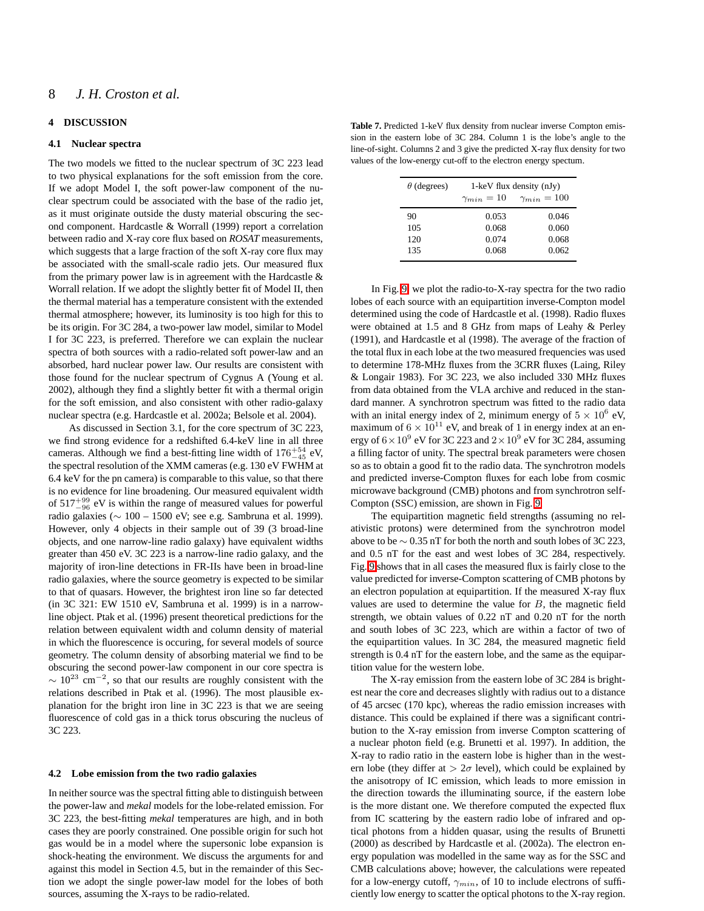## 4 DISCUSSION

### 4.1 Nuclear spectra

The two models we fitted to the nuclear spectrum of 3C 223 lead to two physical explanations for the soft emission from the core. If we adopt Model I, the soft power-law component of the nuclear spectrum could be associated with the base of the radio jet, as it must originate outside the dusty material obscuring the second component. Hardcastle & Worrall (1999) report a correlation between radio and X-ray core flux based on *ROSAT* measurements, which suggests that a large fraction of the soft X-ray core flux may be associated with the small-scale radio jets. Our measured flux from the primary power law is in agreement with the Hardcastle & Worrall relation. If we adopt the slightly better fit of Model II, then the thermal material has a temperature consistent with the extended thermal atmosphere; however, its luminosity is too high for this to be its origin. For 3C 284, a two-power law model, similar to Model I for 3C 223, is preferred. Therefore we can explain the nuclear spectra of both sources with a radio-related soft power-law and an absorbed, hard nuclear power law. Our results are consistent with those found for the nuclear spectrum of Cygnus A (Young et al. 2002), although they find a slightly better fit with a thermal origin for the soft emission, and also consistent with other radio-galaxy nuclear spectra (e.g. Hardcastle et al. 2002a; Belsole et al. 2004).

As discussed in Section 3.1, for the core spectrum of 3C 223, we find strong evidence for a redshifted 6.4-keV line in all three cameras. Although we find a best-fitting line width of $176^{+54}_{-45}$ eV, the spectral resolution of the XMM cameras (e.g. 130 eV FWHM at 6.4 keV for the pn camera) is comparable to this value, so that there is no evidence for line broadening. Our measured equivalent width of $517^{+99}_{-96}$ eV is within the range of measured values for powerful radio galaxies ($\sim$ 100 – 1500 eV; see e.g. Sambruna et al. 1999). However, only 4 objects in their sample out of 39 (3 broad-line objects, and one narrow-line radio galaxy) have equivalent widths greater than 450 eV. 3C 223 is a narrow-line radio galaxy, and the majority of iron-line detections in FR-IIs have been in broad-line radio galaxies, where the source geometry is expected to be similar to that of quasars. However, the brightest iron line so far detected (in 3C 321: EW 1510 eV, Sambruna et al. 1999) is in a narrow-line object. Ptak et al. (1996) present theoretical predictions for the relation between equivalent width and column density of material in which the fluorescence is occuring, for several models of source geometry. The column density of absorbing material we find to be obscuring the second power-law component in our core spectra is $\sim 10^{23}$ cm$^{-2}$, so that our results are roughly consistent with the relations described in Ptak et al. (1996). The most plausible explanation for the bright iron line in 3C 223 is that we are seeing fluorescence of cold gas in a thick torus obscuring the nucleus of 3C 223.

### 4.2 Lobe emission from the two radio galaxies

In neither source was the spectral fitting able to distinguish between the power-law and *mekal* models for the lobe-related emission. For 3C 223, the best-fitting *mekal* temperatures are high, and in both cases they are poorly constrained. One possible origin for such hot gas would be in a model where the supersonic lobe expansion is shock-heating the environment. We discuss the arguments for and against this model in Section 4.5, but in the remainder of this Section we adopt the single power-law model for the lobes of both sources, assuming the X-rays to be radio-related.

**Table 7.** Predicted 1-keV flux density from nuclear inverse Compton emission in the eastern lobe of 3C 284. Column 1 is the lobe's angle to the line-of-sight. Columns 2 and 3 give the predicted X-ray flux density for two values of the low-energy cut-off to the electron energy spectrum.

| $\theta$ (degrees) | 1-keV flux density (nJy) | |
|---|---|---|
| | $\gamma_{min} = 10$ | $\gamma_{min} = 100$ |
| 90 | 0.053 | 0.046 |
| 105 | 0.068 | 0.060 |
| 120 | 0.074 | 0.068 |
| 135 | 0.068 | 0.062 |

In Fig. 9 we plot the radio-to-X-ray spectra for the two radio lobes of each source with an equipartition inverse-Compton model determined using the code of Hardcastle et al. (1998). Radio fluxes were obtained at 1.5 and 8 GHz from maps of Leahy & Perley (1991), and Hardcastle et al (1998). The average of the fraction of the total flux in each lobe at the two measured frequencies was used to determine 178-MHz fluxes from the 3CRR fluxes (Laing, Riley & Longair 1983). For 3C 223, we also included 330 MHz fluxes from data obtained from the VLA archive and reduced in the standard manner. A synchrotron spectrum was fitted to the radio data with an inital energy index of 2, minimum energy of $5 \times 10^{6}$ eV, maximum of $6 \times 10^{11}$ eV, and break of 1 in energy index at an energy of $6 \times 10^{9}$ eV for 3C 223 and $2 \times 10^{9}$ eV for 3C 284, assuming a filling factor of unity. The spectral break parameters were chosen so as to obtain a good fit to the radio data. The synchrotron models and predicted inverse-Compton fluxes for each lobe from cosmic microwave background (CMB) photons and from synchrotron self-Compton (SSC) emission, are shown in Fig. 9.

The equipartition magnetic field strengths (assuming no relativistic protons) were determined from the synchrotron model above to be $\sim$ 0.35 nT for both the north and south lobes of 3C 223, and 0.5 nT for the east and west lobes of 3C 284, respectively. Fig. 9 shows that in all cases the measured flux is fairly close to the value predicted for inverse-Compton scattering of CMB photons by an electron population at equipartition. If the measured X-ray flux values are used to determine the value for $B$, the magnetic field strength, we obtain values of 0.22 nT and 0.20 nT for the north and south lobes of 3C 223, which are within a factor of two of the equipartition values. In 3C 284, the measured magnetic field strength is 0.4 nT for the eastern lobe, and the same as the equipartition value for the western lobe.

The X-ray emission from the eastern lobe of 3C 284 is brightest near the core and decreases slightly with radius out to a distance of 45 arcsec (170 kpc), whereas the radio emission increases with distance. This could be explained if there was a significant contribution to the X-ray emission from inverse Compton scattering of a nuclear photon field (e.g. Brunetti et al. 1997). In addition, the X-ray to radio ratio in the eastern lobe is higher than in the western lobe (they differ at $> 2\sigma$ level), which could be explained by the anisotropy of IC emission, which leads to more emission in the direction towards the illuminating source, if the eastern lobe is the more distant one. We therefore computed the expected flux from IC scattering by the eastern radio lobe of infrared and optical photons from a hidden quasar, using the results of Brunetti (2000) as described by Hardcastle et al. (2002a). The electron energy population was modelled in the same way as for the SSC and CMB calculations above; however, the calculations were repeated for a low-energy cutoff, $\gamma_{min}$, of 10 to include electrons of sufficiently low energy to scatter the optical photons to the X-ray region.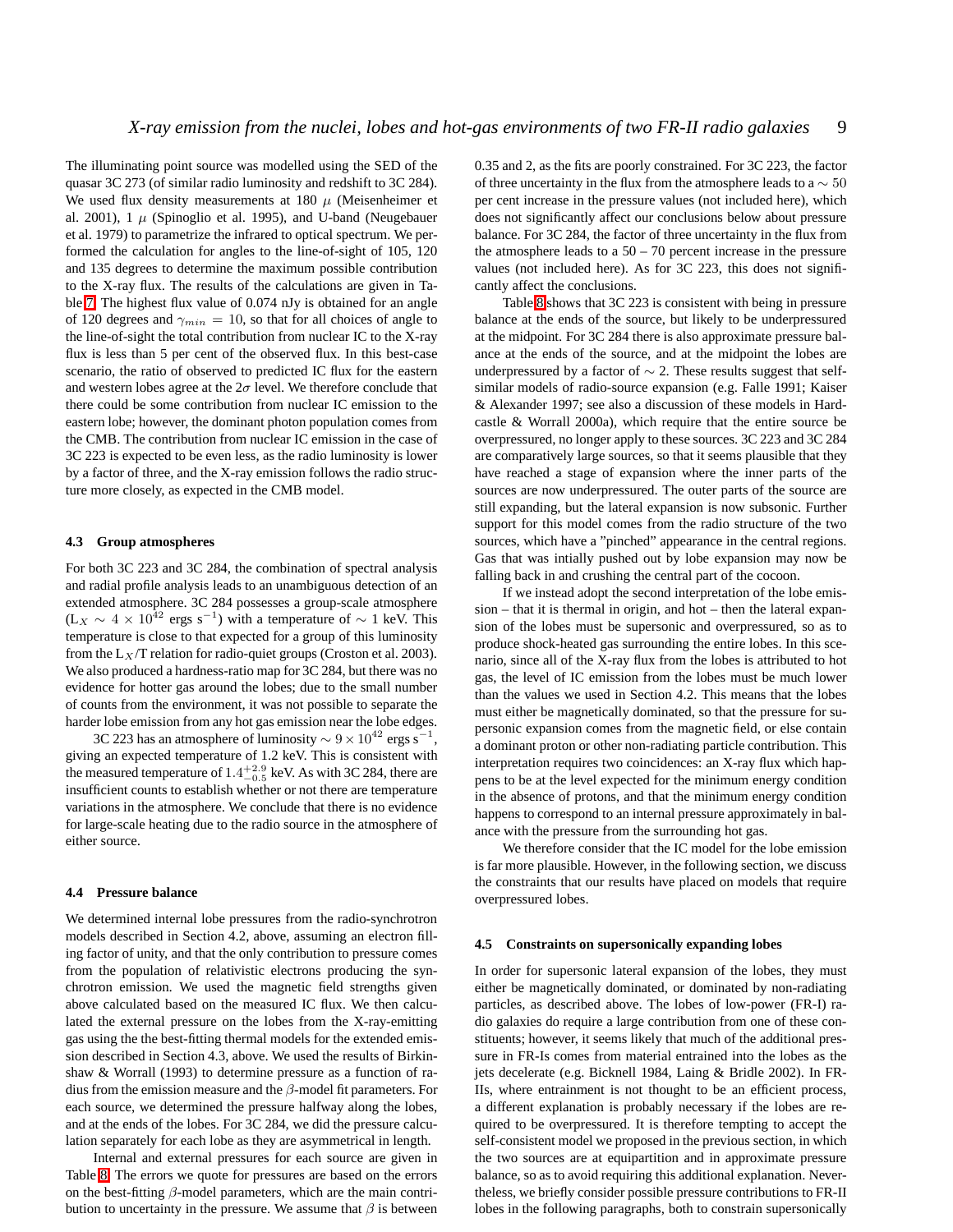The illuminating point source was modelled using the SED of the quasar 3C 273 (of similar radio luminosity and redshift to 3C 284). We used flux density measurements at 180 $\mu$ (Meisenheimer et al. 2001), 1 $\mu$ (Spinoglio et al. 1995), and U-band (Neugebauer et al. 1979) to parametrize the infrared to optical spectrum. We performed the calculation for angles to the line-of-sight of 105, 120 and 135 degrees to determine the maximum possible contribution to the X-ray flux. The results of the calculations are given in Table 7. The highest flux value of 0.074 nJy is obtained for an angle of 120 degrees and $\gamma_{min} = 10$, so that for all choices of angle to the line-of-sight the total contribution from nuclear IC to the X-ray flux is less than 5 per cent of the observed flux. In this best-case scenario, the ratio of observed to predicted IC flux for the eastern and western lobes agree at the $2\sigma$ level. We therefore conclude that there could be some contribution from nuclear IC emission to the eastern lobe; however, the dominant photon population comes from the CMB. The contribution from nuclear IC emission in the case of 3C 223 is expected to be even less, as the radio luminosity is lower by a factor of three, and the X-ray emission follows the radio structure more closely, as expected in the CMB model.

### 4.3 Group atmospheres

For both 3C 223 and 3C 284, the combination of spectral analysis and radial profile analysis leads to an unambiguous detection of an extended atmosphere. 3C 284 possesses a group-scale atmosphere ($L_X \sim 4 \times 10^{42}$ ergs s$^{-1}$) with a temperature of $\sim 1$ keV. This temperature is close to that expected for a group of this luminosity from the $L_X$/T relation for radio-quiet groups (Croston et al. 2003). We also produced a hardness-ratio map for 3C 284, but there was no evidence for hotter gas around the lobes; due to the small number of counts from the environment, it was not possible to separate the harder lobe emission from any hot gas emission near the lobe edges.

3C 223 has an atmosphere of luminosity $\sim 9 \times 10^{42}$ ergs s$^{-1}$, giving an expected temperature of 1.2 keV. This is consistent with the measured temperature of $1.4^{+2.9}_{-0.5}$ keV. As with 3C 284, there are insufficient counts to establish whether or not there are temperature variations in the atmosphere. We conclude that there is no evidence for large-scale heating due to the radio source in the atmosphere of either source.

### 4.4 Pressure balance

We determined internal lobe pressures from the radio-synchrotron models described in Section 4.2, above, assuming an electron filling factor of unity, and that the only contribution to pressure comes from the population of relativistic electrons producing the synchrotron emission. We used the magnetic field strengths given above calculated based on the measured IC flux. We then calculated the external pressure on the lobes from the X-ray-emitting gas using the the best-fitting thermal models for the extended emission described in Section 4.3, above. We used the results of Birkinshaw & Worrall (1993) to determine pressure as a function of radius from the emission measure and the $\beta$-model fit parameters. For each source, we determined the pressure halfway along the lobes, and at the ends of the lobes. For 3C 284, we did the pressure calculation separately for each lobe as they are asymmetrical in length.

Internal and external pressures for each source are given in Table 8. The errors we quote for pressures are based on the errors on the best-fitting $\beta$-model parameters, which are the main contribution to uncertainty in the pressure. We assume that $\beta$ is between 0.35 and 2, as the fits are poorly constrained. For 3C 223, the factor of three uncertainty in the flux from the atmosphere leads to a $\sim 50$ per cent increase in the pressure values (not included here), which does not significantly affect our conclusions below about pressure balance. For 3C 284, the factor of three uncertainty in the flux from the atmosphere leads to a 50 – 70 percent increase in the pressure values (not included here). As for 3C 223, this does not significantly affect the conclusions.

Table 8 shows that 3C 223 is consistent with being in pressure balance at the ends of the source, but likely to be underpressured at the midpoint. For 3C 284 there is also approximate pressure balance at the ends of the source, and at the midpoint the lobes are underpressured by a factor of $\sim 2$. These results suggest that self-similar models of radio-source expansion (e.g. Falle 1991; Kaiser & Alexander 1997; see also a discussion of these models in Hardcastle & Worrall 2000a), which require that the entire source be overpressured, no longer apply to these sources. 3C 223 and 3C 284 are comparatively large sources, so that it seems plausible that they have reached a stage of expansion where the inner parts of the sources are now underpressured. The outer parts of the source are still expanding, but the lateral expansion is now subsonic. Further support for this model comes from the radio structure of the two sources, which have a "pinched" appearance in the central regions. Gas that was intially pushed out by lobe expansion may now be falling back in and crushing the central part of the cocoon.

If we instead adopt the second interpretation of the lobe emission – that it is thermal in origin, and hot – then the lateral expansion of the lobes must be supersonic and overpressured, so as to produce shock-heated gas surrounding the entire lobes. In this scenario, since all of the X-ray flux from the lobes is attributed to hot gas, the level of IC emission from the lobes must be much lower than the values we used in Section 4.2. This means that the lobes must either be magnetically dominated, so that the pressure for supersonic expansion comes from the magnetic field, or else contain a dominant proton or other non-radiating particle contribution. This interpretation requires two coincidences: an X-ray flux which happens to be at the level expected for the minimum energy condition in the absence of protons, and that the minimum energy condition happens to correspond to an internal pressure approximately in balance with the pressure from the surrounding hot gas.

We therefore consider that the IC model for the lobe emission is far more plausible. However, in the following section, we discuss the constraints that our results have placed on models that require overpressured lobes.

### 4.5 Constraints on supersonically expanding lobes

In order for supersonic lateral expansion of the lobes, they must either be magnetically dominated, or dominated by non-radiating particles, as described above. The lobes of low-power (FR-I) radio galaxies do require a large contribution from one of these constituents; however, it seems likely that much of the additional pressure in FR-Is comes from material entrained into the lobes as the jets decelerate (e.g. Bicknell 1984, Laing & Bridle 2002). In FR-IIs, where entrainment is not thought to be an efficient process, a different explanation is probably necessary if the lobes are required to be overpressured. It is therefore tempting to accept the self-consistent model we proposed in the previous section, in which the two sources are at equipartition and in approximate pressure balance, so as to avoid requiring this additional explanation. Nevertheless, we briefly consider possible pressure contributions to FR-II lobes in the following paragraphs, both to constrain supersonically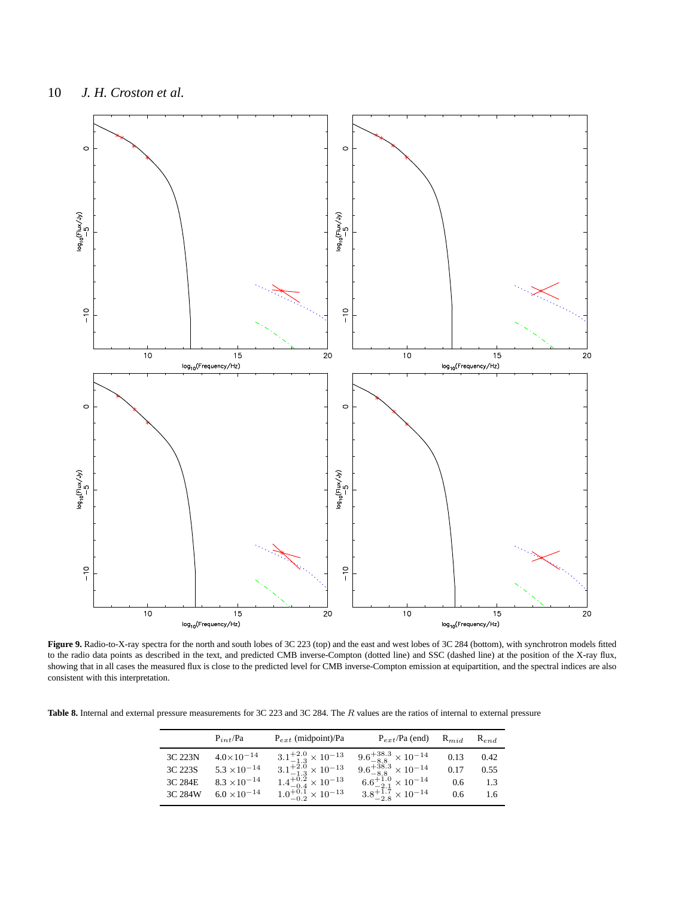**Figure 9.** Radio-to-X-ray spectra for the north and south lobes of 3C 223 (top) and the east and west lobes of 3C 284 (bottom), with synchrotron models fitted to the radio data points as described in the text, and predicted CMB inverse-Compton (dotted line) and SSC (dashed line) at the position of the X-ray flux, showing that in all cases the measured flux is close to the predicted level for CMB inverse-Compton emission at equipartition, and the spectral indices are also consistent with this interpretation.

**Table 8.** Internal and external pressure measurements for 3C 223 and 3C 284. The $R$ values are the ratios of internal to external pressure

| | $P_{int}$/Pa | $P_{ext}$ (midpoint)/Pa | $P_{ext}$/Pa (end) | $R_{mid}$ | $R_{end}$ |
|---|---|---|---|---|---|
| 3C 223N | $4.0\times10^{-14}$ | $3.1^{+2.0}_{-1.3}\times10^{-13}$ | $9.6^{+38.3}_{-8.8}\times10^{-14}$ | 0.13 | 0.42 |
| 3C 223S | $5.3\times10^{-14}$ | $3.1^{+2.0}_{-1.3}\times10^{-13}$ | $9.6^{+38.3}_{-8.8}\times10^{-14}$ | 0.17 | 0.55 |
| 3C 284E | $8.3\times10^{-14}$ | $1.4^{+0.2}_{-0.4}\times10^{-13}$ | $6.6^{+1.0}_{-2.1}\times10^{-14}$ | 0.6 | 1.3 |
| 3C 284W | $6.0\times10^{-14}$ | $1.0^{+0.1}_{-0.2}\times10^{-13}$ | $3.8^{+1.7}_{-2.8}\times10^{-14}$ | 0.6 | 1.6 |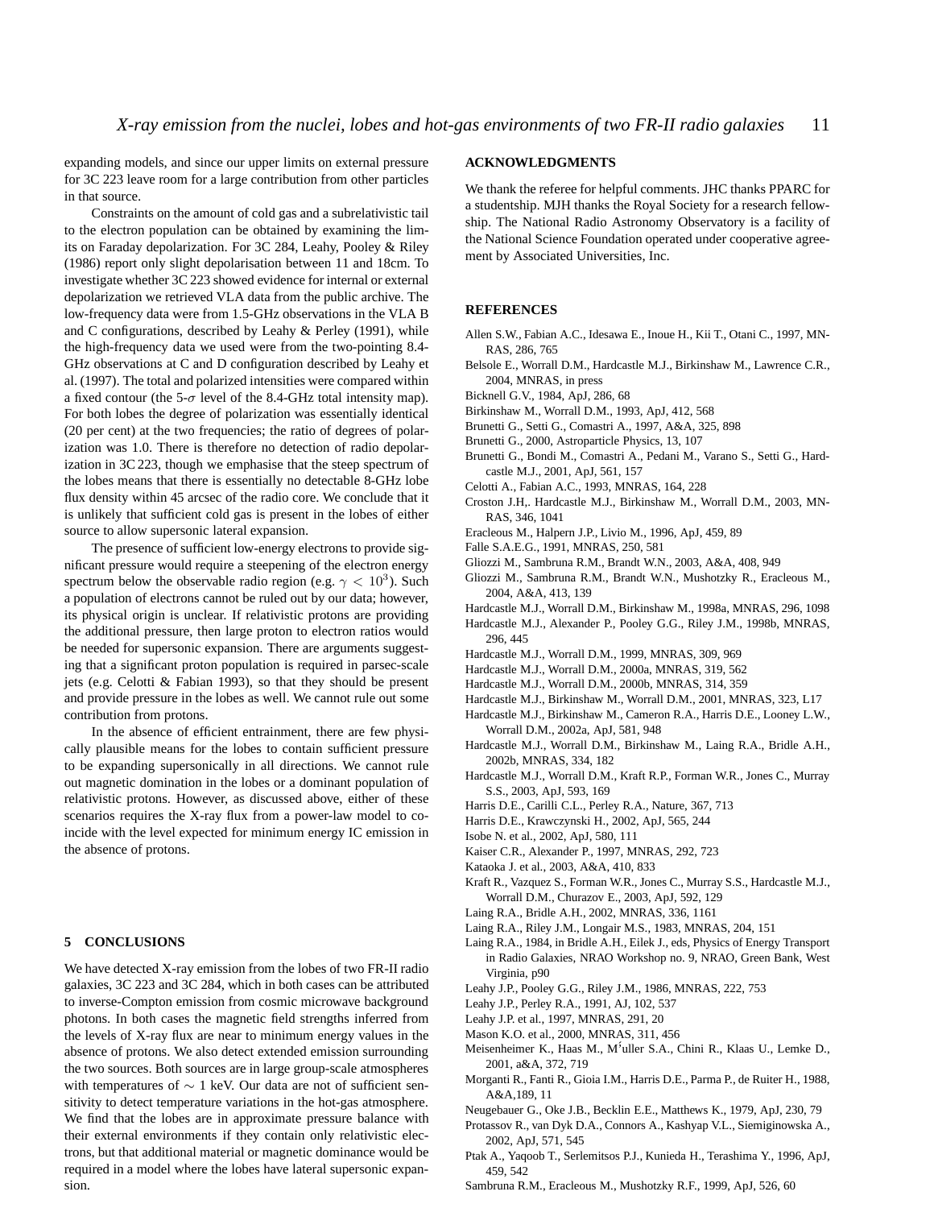expanding models, and since our upper limits on external pressure for 3C 223 leave room for a large contribution from other particles in that source.

Constraints on the amount of cold gas and a subrelativistic tail to the electron population can be obtained by examining the limits on Faraday depolarization. For 3C 284, Leahy, Pooley & Riley (1986) report only slight depolarisation between 11 and 18cm. To investigate whether 3C 223 showed evidence for internal or external depolarization we retrieved VLA data from the public archive. The low-frequency data were from 1.5-GHz observations in the VLA B and C configurations, described by Leahy & Perley (1991), while the high-frequency data we used were from the two-pointing 8.4-GHz observations at C and D configuration described by Leahy et al. (1997). The total and polarized intensities were compared within a fixed contour (the 5-$\sigma$ level of the 8.4-GHz total intensity map). For both lobes the degree of polarization was essentially identical (20 per cent) at the two frequencies; the ratio of degrees of polarization was 1.0. There is therefore no detection of radio depolarization in 3C 223, though we emphasise that the steep spectrum of the lobes means that there is essentially no detectable 8-GHz lobe flux density within 45 arcsec of the radio core. We conclude that it is unlikely that sufficient cold gas is present in the lobes of either source to allow supersonic lateral expansion.

The presence of sufficient low-energy electrons to provide significant pressure would require a steepening of the electron energy spectrum below the observable radio region (e.g. $\gamma < 10^3$). Such a population of electrons cannot be ruled out by our data; however, its physical origin is unclear. If relativistic protons are providing the additional pressure, then large proton to electron ratios would be needed for supersonic expansion. There are arguments suggesting that a significant proton population is required in parsec-scale jets (e.g. Celotti & Fabian 1993), so that they should be present and provide pressure in the lobes as well. We cannot rule out some contribution from protons.

In the absence of efficient entrainment, there are few physically plausible means for the lobes to contain sufficient pressure to be expanding supersonically in all directions. We cannot rule out magnetic domination in the lobes or a dominant population of relativistic protons. However, as discussed above, either of these scenarios requires the X-ray flux from a power-law model to coincide with the level expected for minimum energy IC emission in the absence of protons.

## 5 CONCLUSIONS

We have detected X-ray emission from the lobes of two FR-II radio galaxies, 3C 223 and 3C 284, which in both cases can be attributed to inverse-Compton emission from cosmic microwave background photons. In both cases the magnetic field strengths inferred from the levels of X-ray flux are near to minimum energy values in the absence of protons. We also detect extended emission surrounding the two sources. Both sources are in large group-scale atmospheres with temperatures of $\sim 1$ keV. Our data are not of sufficient sensitivity to detect temperature variations in the hot-gas atmosphere. We find that the lobes are in approximate pressure balance with their external environments if they contain only relativistic electrons, but that additional material or magnetic dominance would be required in a model where the lobes have lateral supersonic expansion.

## ACKNOWLEDGMENTS

We thank the referee for helpful comments. JHC thanks PPARC for a studentship. MJH thanks the Royal Society for a research fellowship. The National Radio Astronomy Observatory is a facility of the National Science Foundation operated under cooperative agreement by Associated Universities, Inc.

## REFERENCES

Allen S.W., Fabian A.C., Idesawa E., Inoue H., Kii T., Otani C., 1997, MNRAS, 286, 765
Belsole E., Worrall D.M., Hardcastle M.J., Birkinshaw M., Lawrence C.R., 2004, MNRAS, in press
Bicknell G.V., 1984, ApJ, 286, 68
Birkinshaw M., Worrall D.M., 1993, ApJ, 412, 568
Brunetti G., Setti G., Comastri A., 1997, A&A, 325, 898
Brunetti G., 2000, Astroparticle Physics, 13, 107
Brunetti G., Bondi M., Comastri A., Pedani M., Varano S., Setti G., Hardcastle M.J., 2001, ApJ, 561, 157
Celotti A., Fabian A.C., 1993, MNRAS, 164, 228
Croston J.H,. Hardcastle M.J., Birkinshaw M., Worrall D.M., 2003, MNRAS, 346, 1041
Eracleous M., Halpern J.P., Livio M., 1996, ApJ, 459, 89
Falle S.A.E.G., 1991, MNRAS, 250, 581
Gliozzi M., Sambruna R.M., Brandt W.N., 2003, A&A, 408, 949
Gliozzi M., Sambruna R.M., Brandt W.N., Mushotzky R., Eracleous M., 2004, A&A, 413, 139
Hardcastle M.J., Worrall D.M., Birkinshaw M., 1998a, MNRAS, 296, 1098
Hardcastle M.J., Alexander P., Pooley G.G., Riley J.M., 1998b, MNRAS, 296, 445
Hardcastle M.J., Worrall D.M., 1999, MNRAS, 309, 969
Hardcastle M.J., Worrall D.M., 2000a, MNRAS, 319, 562
Hardcastle M.J., Worrall D.M., 2000b, MNRAS, 314, 359
Hardcastle M.J., Birkinshaw M., Worrall D.M., 2001, MNRAS, 323, L17
Hardcastle M.J., Birkinshaw M., Cameron R.A., Harris D.E., Looney L.W., Worrall D.M., 2002a, ApJ, 581, 948
Hardcastle M.J., Worrall D.M., Birkinshaw M., Laing R.A., Bridle A.H., 2002b, MNRAS, 334, 182
Hardcastle M.J., Worrall D.M., Kraft R.P., Forman W.R., Jones C., Murray S.S., 2003, ApJ, 593, 169
Harris D.E., Carilli C.L., Perley R.A., Nature, 367, 713
Harris D.E., Krawczynski H., 2002, ApJ, 565, 244
Isobe N. et al., 2002, ApJ, 580, 111
Kaiser C.R., Alexander P., 1997, MNRAS, 292, 723
Kataoka J. et al., 2003, A&A, 410, 833
Kraft R., Vazquez S., Forman W.R., Jones C., Murray S.S., Hardcastle M.J., Worrall D.M., Churazov E., 2003, ApJ, 592, 129
Laing R.A., Bridle A.H., 2002, MNRAS, 336, 1161
Laing R.A., Riley J.M., Longair M.S., 1983, MNRAS, 204, 151
Laing R.A., 1984, in Bridle A.H., Eilek J., eds, Physics of Energy Transport in Radio Galaxies, NRAO Workshop no. 9, NRAO, Green Bank, West Virginia, p90
Leahy J.P., Pooley G.G., Riley J.M., 1986, MNRAS, 222, 753
Leahy J.P., Perley R.A., 1991, AJ, 102, 537
Leahy J.P. et al., 1997, MNRAS, 291, 20
Mason K.O. et al., 2000, MNRAS, 311, 456
Meisenheimer K., Haas M., Müller S.A., Chini R., Klaas U., Lemke D., 2001, a&A, 372, 719
Morganti R., Fanti R., Gioia I.M., Harris D.E., Parma P., de Ruiter H., 1988, A&A,189, 11
Neugebauer G., Oke J.B., Becklin E.E., Matthews K., 1979, ApJ, 230, 79
Protassov R., van Dyk D.A., Connors A., Kashyap V.L., Siemiginowska A., 2002, ApJ, 571, 545
Ptak A., Yaqoob T., Serlemitsos P.J., Kunieda H., Terashima Y., 1996, ApJ, 459, 542
Sambruna R.M., Eracleous M., Mushotzky R.F., 1999, ApJ, 526, 60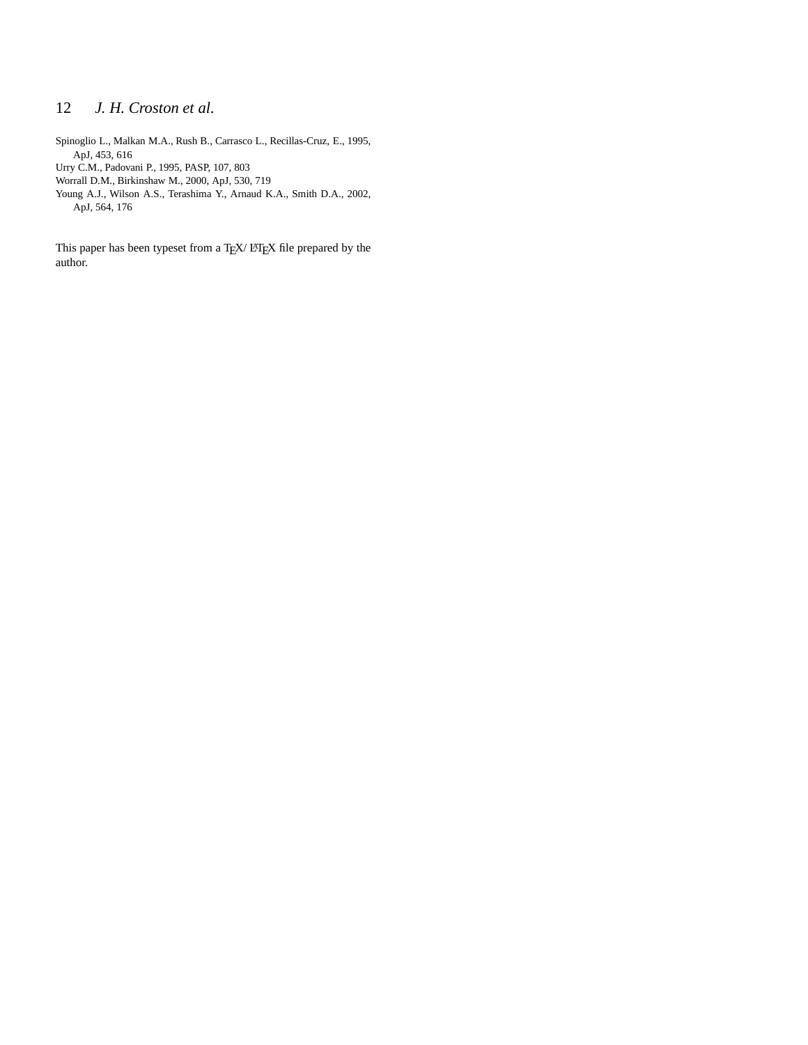Spinoglio L., Malkan M.A., Rush B., Carrasco L., Recillas-Cruz, E., 1995, ApJ, 453, 616

Urry C.M., Padovani P., 1995, PASP, 107, 803

Worrall D.M., Birkinshaw M., 2000, ApJ, 530, 719

Young A.J., Wilson A.S., Terashima Y., Arnaud K.A., Smith D.A., 2002, ApJ, 564, 176

This paper has been typeset from a TEX/ LATEX file prepared by the author.